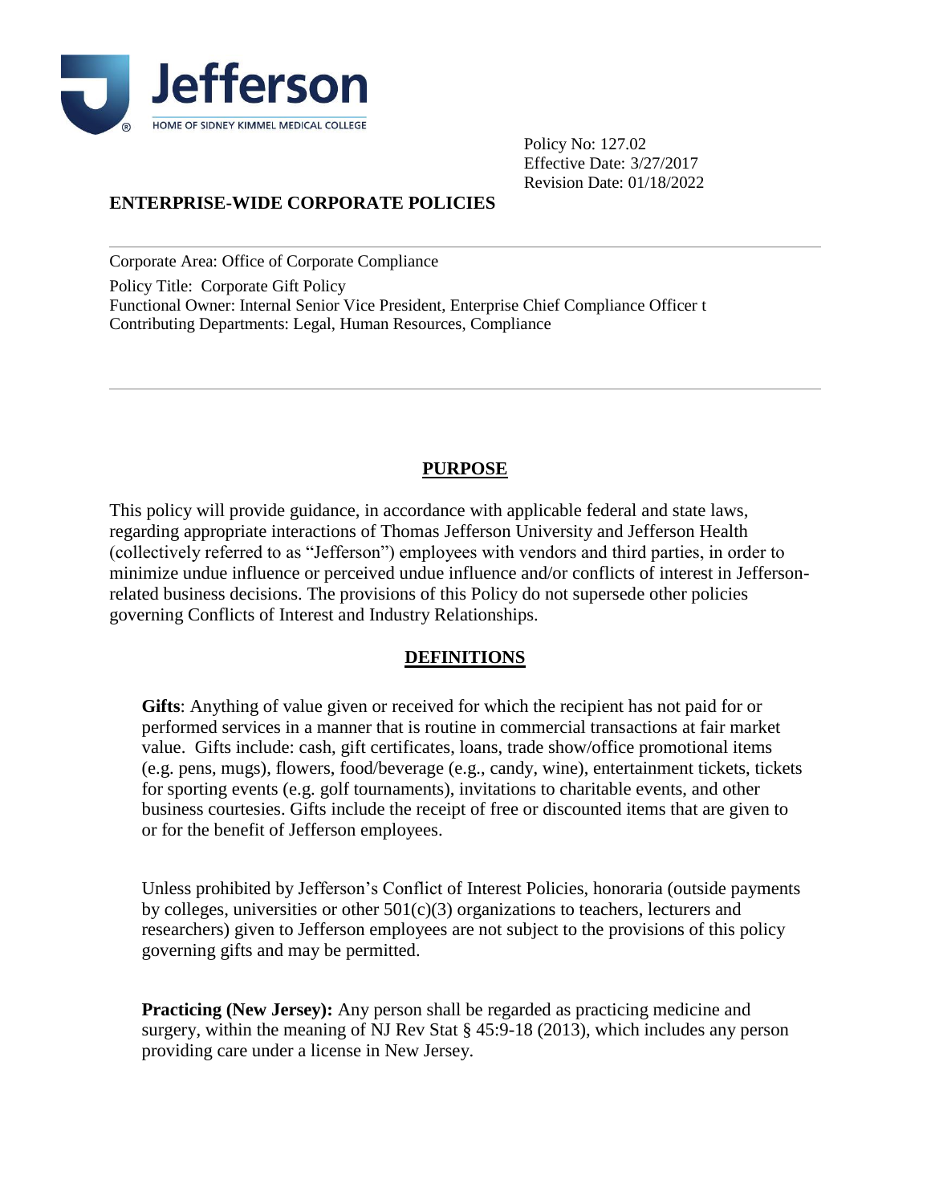Jefferson

HOME OF SIDNEY KIMMEL MEDICAL COLLEGE

Policy No: 127.02
Effective Date: 3/27/2017
Revision Date: 01/18/2022

**ENTERPRISE-WIDE CORPORATE POLICIES**

---

Corporate Area: Office of Corporate Compliance

Policy Title: Corporate Gift Policy
Functional Owner: Internal Senior Vice President, Enterprise Chief Compliance Officer t
Contributing Departments: Legal, Human Resources, Compliance

---

## PURPOSE

This policy will provide guidance, in accordance with applicable federal and state laws, regarding appropriate interactions of Thomas Jefferson University and Jefferson Health (collectively referred to as "Jefferson") employees with vendors and third parties, in order to minimize undue influence or perceived undue influence and/or conflicts of interest in Jefferson-related business decisions. The provisions of this Policy do not supersede other policies governing Conflicts of Interest and Industry Relationships.

## DEFINITIONS

**Gifts**: Anything of value given or received for which the recipient has not paid for or performed services in a manner that is routine in commercial transactions at fair market value. Gifts include: cash, gift certificates, loans, trade show/office promotional items (e.g. pens, mugs), flowers, food/beverage (e.g., candy, wine), entertainment tickets, tickets for sporting events (e.g. golf tournaments), invitations to charitable events, and other business courtesies. Gifts include the receipt of free or discounted items that are given to or for the benefit of Jefferson employees.

Unless prohibited by Jefferson's Conflict of Interest Policies, honoraria (outside payments by colleges, universities or other 501(c)(3) organizations to teachers, lecturers and researchers) given to Jefferson employees are not subject to the provisions of this policy governing gifts and may be permitted.

**Practicing (New Jersey):** Any person shall be regarded as practicing medicine and surgery, within the meaning of NJ Rev Stat § 45:9-18 (2013), which includes any person providing care under a license in New Jersey.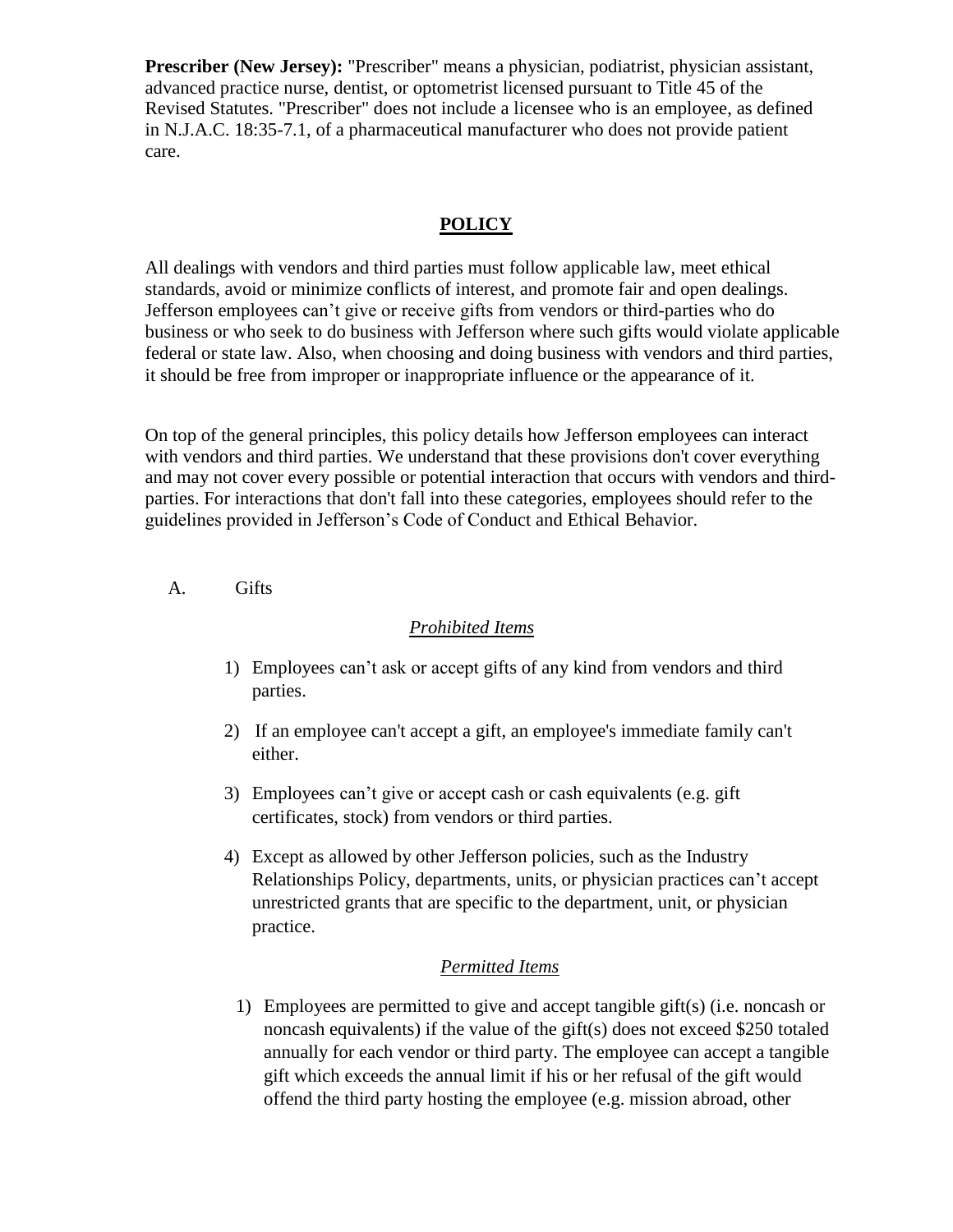**Prescriber (New Jersey):** "Prescriber" means a physician, podiatrist, physician assistant, advanced practice nurse, dentist, or optometrist licensed pursuant to Title 45 of the Revised Statutes. "Prescriber" does not include a licensee who is an employee, as defined in N.J.A.C. 18:35-7.1, of a pharmaceutical manufacturer who does not provide patient care.

## POLICY

All dealings with vendors and third parties must follow applicable law, meet ethical standards, avoid or minimize conflicts of interest, and promote fair and open dealings. Jefferson employees can't give or receive gifts from vendors or third-parties who do business or who seek to do business with Jefferson where such gifts would violate applicable federal or state law. Also, when choosing and doing business with vendors and third parties, it should be free from improper or inappropriate influence or the appearance of it.

On top of the general principles, this policy details how Jefferson employees can interact with vendors and third parties. We understand that these provisions don't cover everything and may not cover every possible or potential interaction that occurs with vendors and third-parties. For interactions that don't fall into these categories, employees should refer to the guidelines provided in Jefferson's Code of Conduct and Ethical Behavior.

A. Gifts

*Prohibited Items*

1) Employees can't ask or accept gifts of any kind from vendors and third parties.
2) If an employee can't accept a gift, an employee's immediate family can't either.
3) Employees can't give or accept cash or cash equivalents (e.g. gift certificates, stock) from vendors or third parties.
4) Except as allowed by other Jefferson policies, such as the Industry Relationships Policy, departments, units, or physician practices can't accept unrestricted grants that are specific to the department, unit, or physician practice.

*Permitted Items*

1) Employees are permitted to give and accept tangible gift(s) (i.e. noncash or noncash equivalents) if the value of the gift(s) does not exceed $250 totaled annually for each vendor or third party. The employee can accept a tangible gift which exceeds the annual limit if his or her refusal of the gift would offend the third party hosting the employee (e.g. mission abroad, other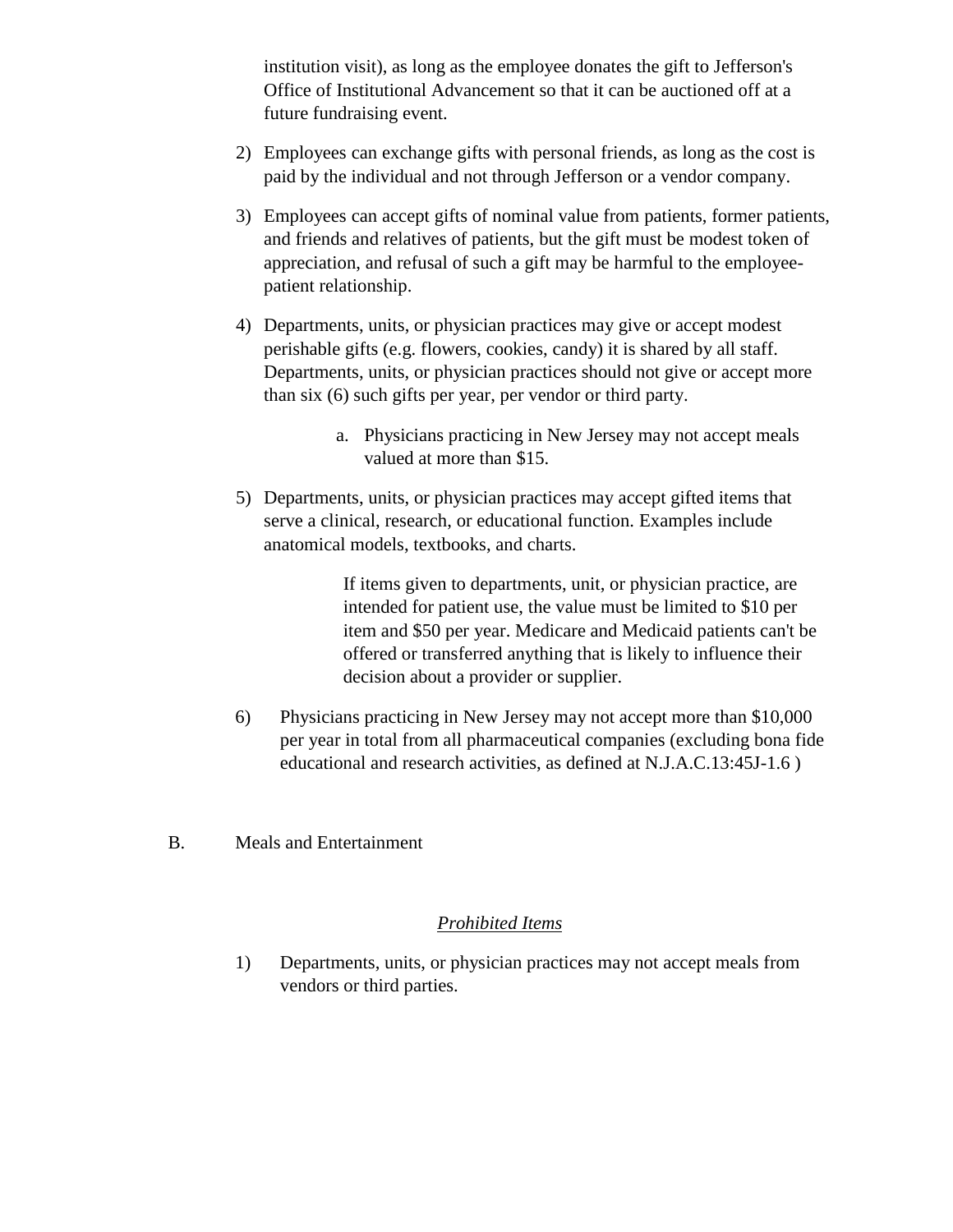institution visit), as long as the employee donates the gift to Jefferson's Office of Institutional Advancement so that it can be auctioned off at a future fundraising event.

2) Employees can exchange gifts with personal friends, as long as the cost is paid by the individual and not through Jefferson or a vendor company.

3) Employees can accept gifts of nominal value from patients, former patients, and friends and relatives of patients, but the gift must be modest token of appreciation, and refusal of such a gift may be harmful to the employee-patient relationship.

4) Departments, units, or physician practices may give or accept modest perishable gifts (e.g. flowers, cookies, candy) it is shared by all staff. Departments, units, or physician practices should not give or accept more than six (6) such gifts per year, per vendor or third party.

    a. Physicians practicing in New Jersey may not accept meals valued at more than $15.

5) Departments, units, or physician practices may accept gifted items that serve a clinical, research, or educational function. Examples include anatomical models, textbooks, and charts.

    If items given to departments, unit, or physician practice, are intended for patient use, the value must be limited to $10 per item and $50 per year. Medicare and Medicaid patients can't be offered or transferred anything that is likely to influence their decision about a provider or supplier.

6) Physicians practicing in New Jersey may not accept more than $10,000 per year in total from all pharmaceutical companies (excluding bona fide educational and research activities, as defined at N.J.A.C.13:45J-1.6 )

B. Meals and Entertainment

*<u>Prohibited Items</u>*

1) Departments, units, or physician practices may not accept meals from vendors or third parties.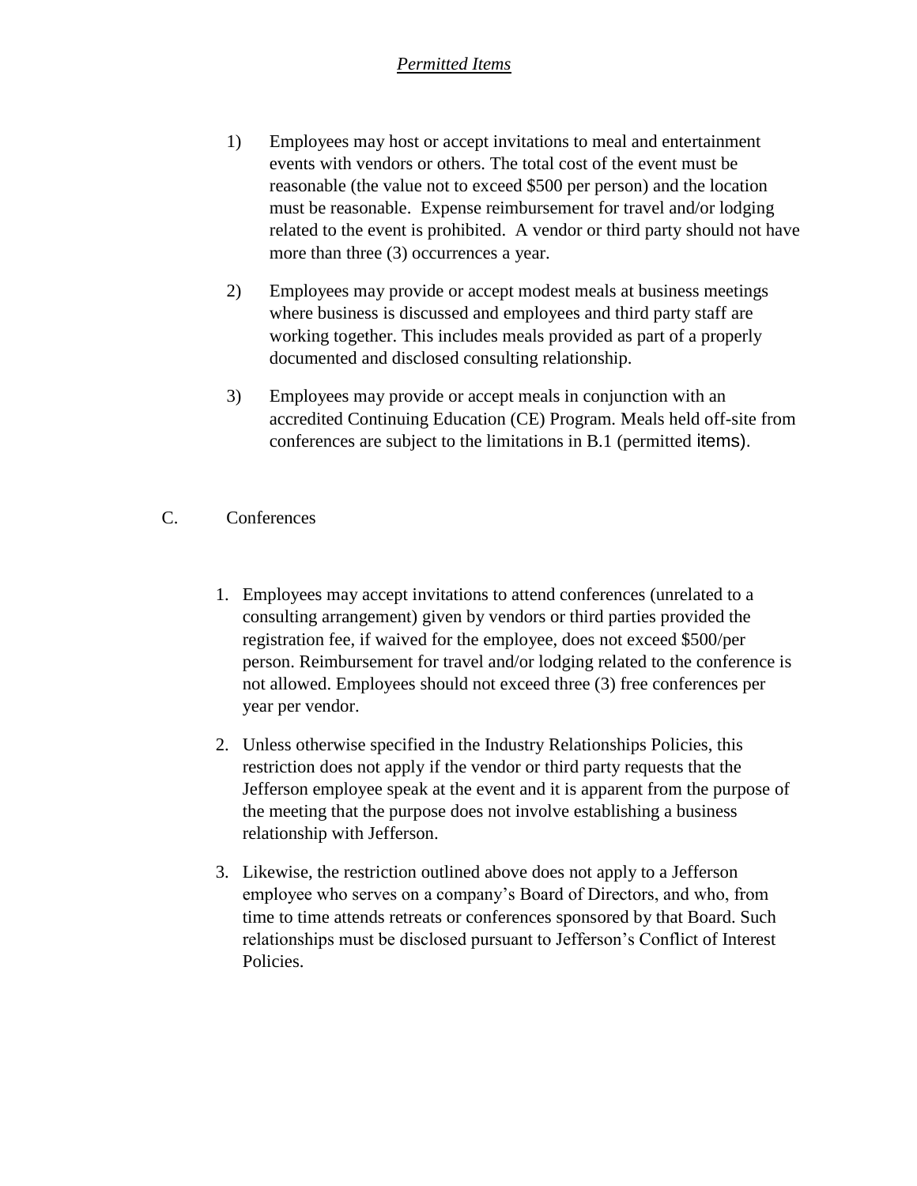*Permitted Items*

1) Employees may host or accept invitations to meal and entertainment events with vendors or others. The total cost of the event must be reasonable (the value not to exceed $500 per person) and the location must be reasonable. Expense reimbursement for travel and/or lodging related to the event is prohibited. A vendor or third party should not have more than three (3) occurrences a year.

2) Employees may provide or accept modest meals at business meetings where business is discussed and employees and third party staff are working together. This includes meals provided as part of a properly documented and disclosed consulting relationship.

3) Employees may provide or accept meals in conjunction with an accredited Continuing Education (CE) Program. Meals held off-site from conferences are subject to the limitations in B.1 (permitted items).

C. Conferences

1. Employees may accept invitations to attend conferences (unrelated to a consulting arrangement) given by vendors or third parties provided the registration fee, if waived for the employee, does not exceed $500/per person. Reimbursement for travel and/or lodging related to the conference is not allowed. Employees should not exceed three (3) free conferences per year per vendor.

2. Unless otherwise specified in the Industry Relationships Policies, this restriction does not apply if the vendor or third party requests that the Jefferson employee speak at the event and it is apparent from the purpose of the meeting that the purpose does not involve establishing a business relationship with Jefferson.

3. Likewise, the restriction outlined above does not apply to a Jefferson employee who serves on a company's Board of Directors, and who, from time to time attends retreats or conferences sponsored by that Board. Such relationships must be disclosed pursuant to Jefferson's Conflict of Interest Policies.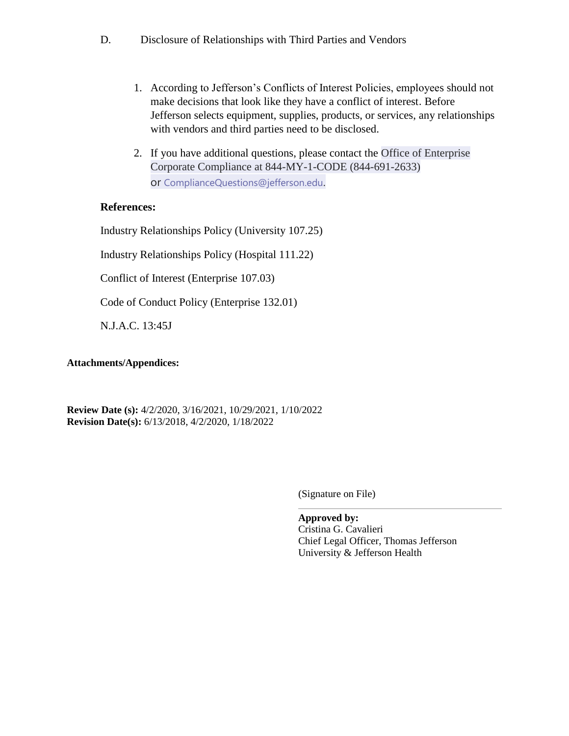D. Disclosure of Relationships with Third Parties and Vendors

1. According to Jefferson's Conflicts of Interest Policies, employees should not make decisions that look like they have a conflict of interest. Before Jefferson selects equipment, supplies, products, or services, any relationships with vendors and third parties need to be disclosed.
2. If you have additional questions, please contact the Office of Enterprise Corporate Compliance at 844-MY-1-CODE (844-691-2633) or ComplianceQuestions@jefferson.edu.

**References:**

Industry Relationships Policy (University 107.25)

Industry Relationships Policy (Hospital 111.22)

Conflict of Interest (Enterprise 107.03)

Code of Conduct Policy (Enterprise 132.01)

N.J.A.C. 13:45J

**Attachments/Appendices:**

**Review Date (s):** 4/2/2020, 3/16/2021, 10/29/2021, 1/10/2022
**Revision Date(s):** 6/13/2018, 4/2/2020, 1/18/2022

(Signature on File)

**Approved by:**
Cristina G. Cavalieri
Chief Legal Officer, Thomas Jefferson University & Jefferson Health